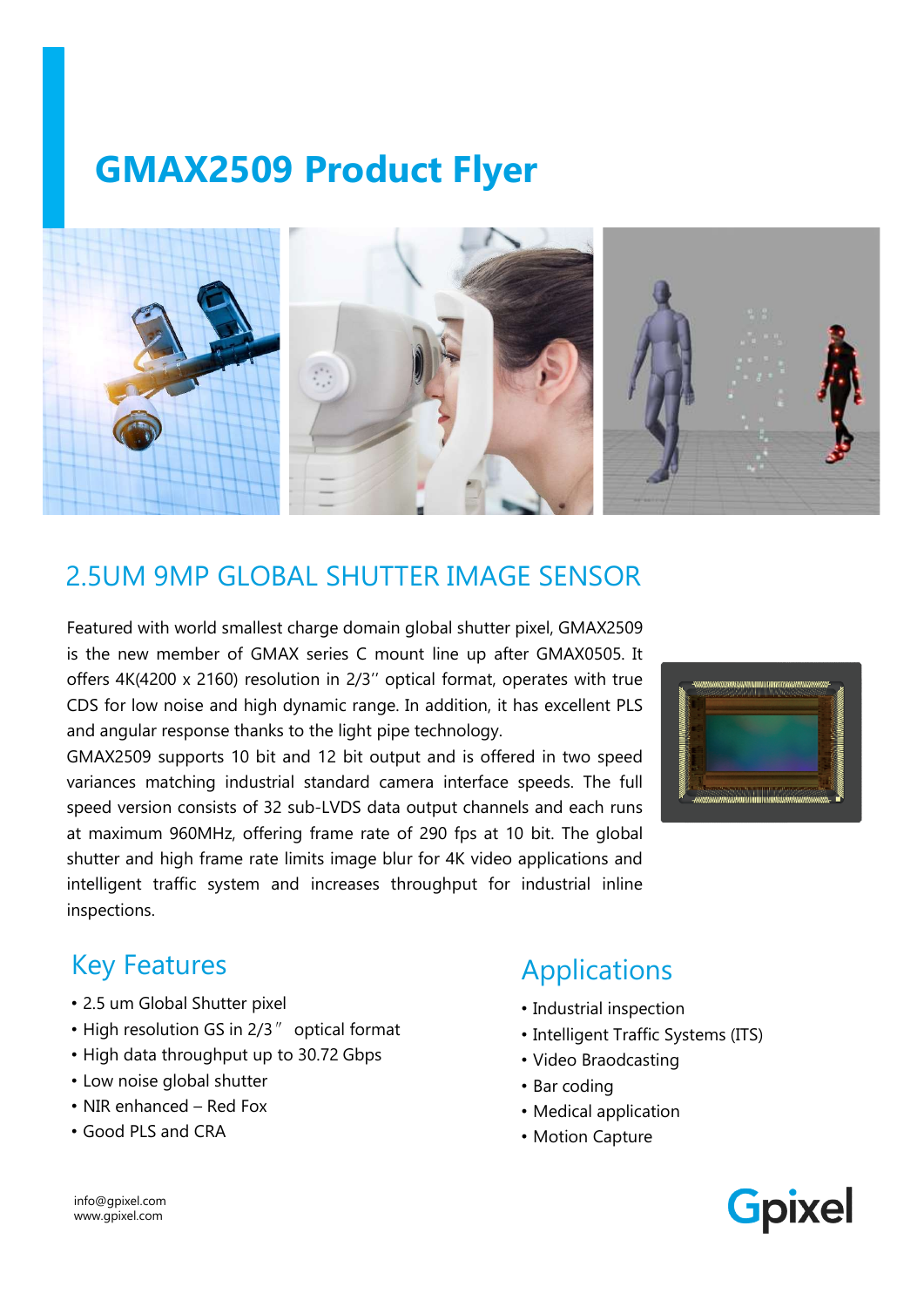# GMAX2509 Product Flyer

## 2.5UM 9MP GLOBAL SHUTTER IMAGE SENSOR

Featured with world smallest charge domain global shutter pixel, GMAX2509 is the new member of GMAX series C mount line up after GMAX0505. It offers 4K(4200 x 2160) resolution in 2/3'' optical format, operates with true CDS for low noise and high dynamic range. In addition, it has excellent PLS and angular response thanks to the light pipe technology.

GMAX2509 supports 10 bit and 12 bit output and is offered in two speed variances matching industrial standard camera interface speeds. The full speed version consists of 32 sub-LVDS data output channels and each runs at maximum 960MHz, offering frame rate of 290 fps at 10 bit. The global shutter and high frame rate limits image blur for 4K video applications and intelligent traffic system and increases throughput for industrial inline inspections.

### Key Features

- 2.5 um Global Shutter pixel
- High resolution GS in 2/3" optical format
- High data throughput up to 30.72 Gbps
- Low noise global shutter
- NIR enhanced – Red Fox
- Good PLS and CRA

### Applications

- Industrial inspection
- Intelligent Traffic Systems (ITS)
- Video Braodcasting
- Bar coding
- Medical application
- Motion Capture

info@gpixel.com
www.gpixel.com

Gpixel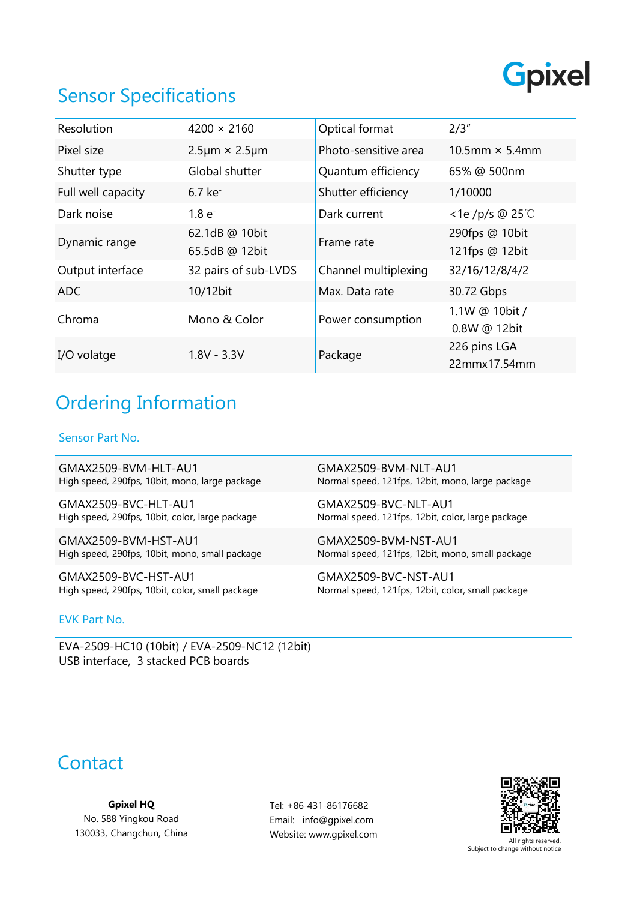## Sensor Specifications

| | | | |
|---|---|---|---|
| Resolution | 4200 × 2160 | Optical format | 2/3" |
| Pixel size | 2.5μm × 2.5μm | Photo-sensitive area | 10.5mm × 5.4mm |
| Shutter type | Global shutter | Quantum efficiency | 65% @ 500nm |
| Full well capacity | 6.7 ke$^{-}$ | Shutter efficiency | 1/10000 |
| Dark noise | 1.8 e$^{-}$ | Dark current | <1e$^{-}$/p/s @ 25℃ |
| Dynamic range | 62.1dB @ 10bit<br>65.5dB @ 12bit | Frame rate | 290fps @ 10bit<br>121fps @ 12bit |
| Output interface | 32 pairs of sub-LVDS | Channel multiplexing | 32/16/12/8/4/2 |
| ADC | 10/12bit | Max. Data rate | 30.72 Gbps |
| Chroma | Mono & Color | Power consumption | 1.1W @ 10bit /<br>0.8W @ 12bit |
| I/O volatge | 1.8V - 3.3V | Package | 226 pins LGA<br>22mmx17.54mm |

## Ordering Information

### Sensor Part No.

| | |
|---|---|
| GMAX2509-BVM-HLT-AU1<br>High speed, 290fps, 10bit, mono, large package | GMAX2509-BVM-NLT-AU1<br>Normal speed, 121fps, 12bit, mono, large package |
| GMAX2509-BVC-HLT-AU1<br>High speed, 290fps, 10bit, color, large package | GMAX2509-BVC-NLT-AU1<br>Normal speed, 121fps, 12bit, color, large package |
| GMAX2509-BVM-HST-AU1<br>High speed, 290fps, 10bit, mono, small package | GMAX2509-BVM-NST-AU1<br>Normal speed, 121fps, 12bit, mono, small package |
| GMAX2509-BVC-HST-AU1<br>High speed, 290fps, 10bit, color, small package | GMAX2509-BVC-NST-AU1<br>Normal speed, 121fps, 12bit, color, small package |

### EVK Part No.

EVA-2509-HC10 (10bit) / EVA-2509-NC12 (12bit)
USB interface, 3 stacked PCB boards

## Contact

**Gpixel HQ**
No. 588 Yingkou Road
130033, Changchun, China

Tel: +86-431-86176682
Email: info@gpixel.com
Website: www.gpixel.com

All rights reserved.
Subject to change without notice